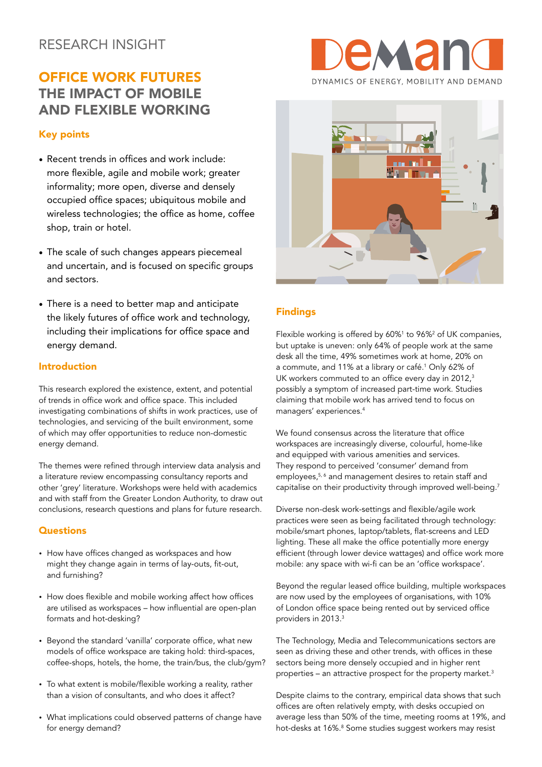RESEARCH INSIGHT

# OFFICE WORK FUTURES
# THE IMPACT OF MOBILE AND FLEXIBLE WORKING

DEMAND – DYNAMICS OF ENERGY, MOBILITY AND DEMAND

## Key points

- Recent trends in offices and work include: more flexible, agile and mobile work; greater informality; more open, diverse and densely occupied office spaces; ubiquitous mobile and wireless technologies; the office as home, coffee shop, train or hotel.
- The scale of such changes appears piecemeal and uncertain, and is focused on specific groups and sectors.
- There is a need to better map and anticipate the likely futures of office work and technology, including their implications for office space and energy demand.

## Introduction

This research explored the existence, extent, and potential of trends in office work and office space. This included investigating combinations of shifts in work practices, use of technologies, and servicing of the built environment, some of which may offer opportunities to reduce non-domestic energy demand.

The themes were refined through interview data analysis and a literature review encompassing consultancy reports and other 'grey' literature. Workshops were held with academics and with staff from the Greater London Authority, to draw out conclusions, research questions and plans for future research.

## Questions

- How have offices changed as workspaces and how might they change again in terms of lay-outs, fit-out, and furnishing?
- How does flexible and mobile working affect how offices are utilised as workspaces – how influential are open-plan formats and hot-desking?
- Beyond the standard 'vanilla' corporate office, what new models of office workspace are taking hold: third-spaces, coffee-shops, hotels, the home, the train/bus, the club/gym?
- To what extent is mobile/flexible working a reality, rather than a vision of consultants, and who does it affect?
- What implications could observed patterns of change have for energy demand?

## Findings

Flexible working is offered by 60%[1] to 96%[2] of UK companies, but uptake is uneven: only 64% of people work at the same desk all the time, 49% sometimes work at home, 20% on a commute, and 11% at a library or café.[1] Only 62% of UK workers commuted to an office every day in 2012,[3] possibly a symptom of increased part-time work. Studies claiming that mobile work has arrived tend to focus on managers' experiences.[4]

We found consensus across the literature that office workspaces are increasingly diverse, colourful, home-like and equipped with various amenities and services. They respond to perceived 'consumer' demand from employees,[5, 6] and management desires to retain staff and capitalise on their productivity through improved well-being.[7]

Diverse non-desk work-settings and flexible/agile work practices were seen as being facilitated through technology: mobile/smart phones, laptop/tablets, flat-screens and LED lighting. These all make the office potentially more energy efficient (through lower device wattages) and office work more mobile: any space with wi-fi can be an 'office workspace'.

Beyond the regular leased office building, multiple workspaces are now used by the employees of organisations, with 10% of London office space being rented out by serviced office providers in 2013.[3]

The Technology, Media and Telecommunications sectors are seen as driving these and other trends, with offices in these sectors being more densely occupied and in higher rent properties – an attractive prospect for the property market.[3]

Despite claims to the contrary, empirical data shows that such offices are often relatively empty, with desks occupied on average less than 50% of the time, meeting rooms at 19%, and hot-desks at 16%.[8] Some studies suggest workers may resist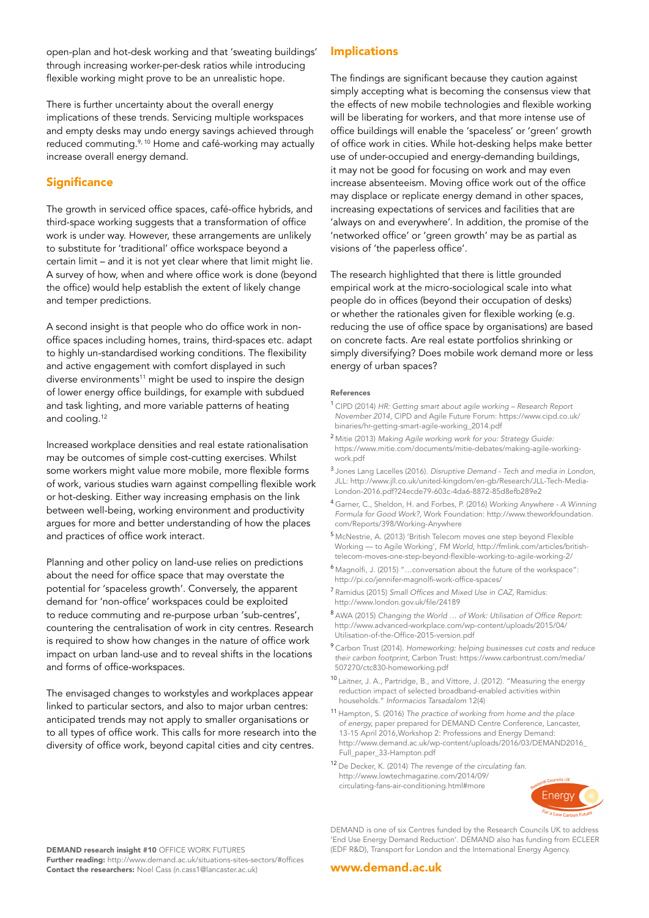open-plan and hot-desk working and that 'sweating buildings' through increasing worker-per-desk ratios while introducing flexible working might prove to be an unrealistic hope.

There is further uncertainty about the overall energy implications of these trends. Servicing multiple workspaces and empty desks may undo energy savings achieved through reduced commuting.[9, 10] Home and café-working may actually increase overall energy demand.

## Significance

The growth in serviced office spaces, café-office hybrids, and third-space working suggests that a transformation of office work is under way. However, these arrangements are unlikely to substitute for 'traditional' office workspace beyond a certain limit – and it is not yet clear where that limit might lie. A survey of how, when and where office work is done (beyond the office) would help establish the extent of likely change and temper predictions.

A second insight is that people who do office work in non-office spaces including homes, trains, third-spaces etc. adapt to highly un-standardised working conditions. The flexibility and active engagement with comfort displayed in such diverse environments[11] might be used to inspire the design of lower energy office buildings, for example with subdued and task lighting, and more variable patterns of heating and cooling.[12]

Increased workplace densities and real estate rationalisation may be outcomes of simple cost-cutting exercises. Whilst some workers might value more mobile, more flexible forms of work, various studies warn against compelling flexible work or hot-desking. Either way increasing emphasis on the link between well-being, working environment and productivity argues for more and better understanding of how the places and practices of office work interact.

Planning and other policy on land-use relies on predictions about the need for office space that may overstate the potential for 'spaceless growth'. Conversely, the apparent demand for 'non-office' workspaces could be exploited to reduce commuting and re-purpose urban 'sub-centres', countering the centralisation of work in city centres. Research is required to show how changes in the nature of office work impact on urban land-use and to reveal shifts in the locations and forms of office-workspaces.

The envisaged changes to workstyles and workplaces appear linked to particular sectors, and also to major urban centres: anticipated trends may not apply to smaller organisations or to all types of office work. This calls for more research into the diversity of office work, beyond capital cities and city centres.

## Implications

The findings are significant because they caution against simply accepting what is becoming the consensus view that the effects of new mobile technologies and flexible working will be liberating for workers, and that more intense use of office buildings will enable the 'spaceless' or 'green' growth of office work in cities. While hot-desking helps make better use of under-occupied and energy-demanding buildings, it may not be good for focusing on work and may even increase absenteeism. Moving office work out of the office may displace or replicate energy demand in other spaces, increasing expectations of services and facilities that are 'always on and everywhere'. In addition, the promise of the 'networked office' or 'green growth' may be as partial as visions of 'the paperless office'.

The research highlighted that there is little grounded empirical work at the micro-sociological scale into what people do in offices (beyond their occupation of desks) or whether the rationales given for flexible working (e.g. reducing the use of office space by organisations) are based on concrete facts. Are real estate portfolios shrinking or simply diversifying? Does mobile work demand more or less energy of urban spaces?

#### References

1. CIPD (2014) *HR: Getting smart about agile working – Research Report November 2014*, CIPD and Agile Future Forum: https://www.cipd.co.uk/binaries/hr-getting-smart-agile-working_2014.pdf
2. Mitie (2013) *Making Agile working work for you: Strategy Guide*: https://www.mitie.com/documents/mitie-debates/making-agile-working-work.pdf
3. Jones Lang Lacelles (2016). *Disruptive Demand - Tech and media in London*, JLL: http://www.jll.co.uk/united-kingdom/en-gb/Research/JLL-Tech-Media-London-2016.pdf?24ecde79-603c-4da6-8872-85d8efb289e2
4. Garner, C., Sheldon, H. and Forbes, P. (2016) *Working Anywhere - A Winning Formula for Good Work?*, Work Foundation: http://www.theworkfoundation.com/Reports/398/Working-Anywhere
5. McNestrie, A. (2013) 'British Telecom moves one step beyond Flexible Working — to Agile Working', *FM World*, http://fmlink.com/articles/british-telecom-moves-one-step-beyond-flexible-working-to-agile-working-2/
6. Magnolfi, J. (2015) "…conversation about the future of the workspace": http://pi.co/jennifer-magnolfi-work-office-spaces/
7. Ramidus (2015) *Small Offices and Mixed Use in CAZ*, Ramidus: http://www.london.gov.uk/file/24189
8. AWA (2015) *Changing the World … of Work: Utilisation of Office Report*: http://www.advanced-workplace.com/wp-content/uploads/2015/04/Utilisation-of-the-Office-2015-version.pdf
9. Carbon Trust (2014). *Homeworking: helping businesses cut costs and reduce their carbon footprint*, Carbon Trust: https://www.carbontrust.com/media/507270/ctc830-homeworking.pdf
10. Laitner, J. A., Partridge, B., and Vittore, J. (2012). "Measuring the energy reduction impact of selected broadband-enabled activities within households." *Informacios Tarsadalom* 12(4)
11. Hampton, S. (2016) *The practice of working from home and the place of energy*, paper prepared for DEMAND Centre Conference, Lancaster, 13-15 April 2016,Workshop 2: Professions and Energy Demand: http://www.demand.ac.uk/wp-content/uploads/2016/03/DEMAND2016_Full_paper_33-Hampton.pdf
12. De Decker, K. (2014) *The revenge of the circulating fan.* http://www.lowtechmagazine.com/2014/09/circulating-fans-air-conditioning.html#more

DEMAND is one of six Centres funded by the Research Councils UK to address 'End Use Energy Demand Reduction'. DEMAND also has funding from ECLEER (EDF R&D), Transport for London and the International Energy Agency.

**DEMAND research insight #10** OFFICE WORK FUTURES
**Further reading:** http://www.demand.ac.uk/situations-sites-sectors/#offices
**Contact the researchers:** Noel Cass (n.cass1@lancaster.ac.uk)

**www.demand.ac.uk**